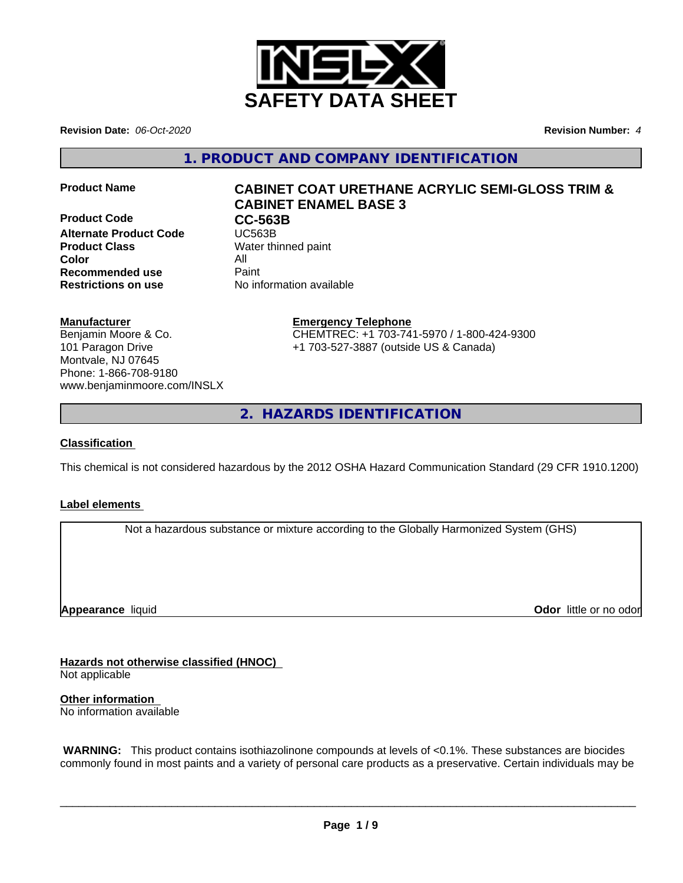# SAFETY DATA SHEET

**Revision Date:** *06-Oct-2020* **Revision Number:** *4*

## 1. PRODUCT AND COMPANY IDENTIFICATION

| | |
|---|---|
| **Product Name** | **CABINET COAT URETHANE ACRYLIC SEMI-GLOSS TRIM & CABINET ENAMEL BASE 3** |
| **Product Code** | **CC-563B** |
| **Alternate Product Code** | UC563B |
| **Product Class** | Water thinned paint |
| **Color** | All |
| **Recommended use** | Paint |
| **Restrictions on use** | No information available |

**Manufacturer**
Benjamin Moore & Co.
101 Paragon Drive
Montvale, NJ 07645
Phone: 1-866-708-9180
www.benjaminmoore.com/INSLX

**Emergency Telephone**
CHEMTREC: +1 703-741-5970 / 1-800-424-9300
+1 703-527-3887 (outside US & Canada)

## 2. HAZARDS IDENTIFICATION

**Classification**

This chemical is not considered hazardous by the 2012 OSHA Hazard Communication Standard (29 CFR 1910.1200)

**Label elements**

Not a hazardous substance or mixture according to the Globally Harmonized System (GHS)

**Appearance** liquid **Odor** little or no odor

**Hazards not otherwise classified (HNOC)**
Not applicable

**Other information**
No information available

**WARNING:** This product contains isothiazolinone compounds at levels of <0.1%. These substances are biocides commonly found in most paints and a variety of personal care products as a preservative. Certain individuals may be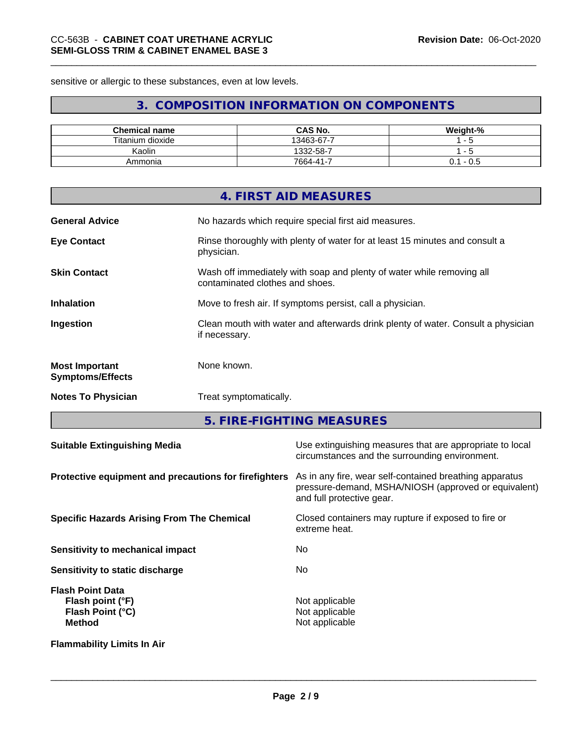sensitive or allergic to these substances, even at low levels.

## 3. COMPOSITION INFORMATION ON COMPONENTS

| Chemical name | CAS No. | Weight-% |
| --- | --- | --- |
| Titanium dioxide | 13463-67-7 | 1 - 5 |
| Kaolin | 1332-58-7 | 1 - 5 |
| Ammonia | 7664-41-7 | 0.1 - 0.5 |

## 4. FIRST AID MEASURES

**General Advice** No hazards which require special first aid measures.

**Eye Contact** Rinse thoroughly with plenty of water for at least 15 minutes and consult a physician.

**Skin Contact** Wash off immediately with soap and plenty of water while removing all contaminated clothes and shoes.

**Inhalation** Move to fresh air. If symptoms persist, call a physician.

**Ingestion** Clean mouth with water and afterwards drink plenty of water. Consult a physician if necessary.

**Most Important Symptoms/Effects** None known.

**Notes To Physician** Treat symptomatically.

## 5. FIRE-FIGHTING MEASURES

**Suitable Extinguishing Media** Use extinguishing measures that are appropriate to local circumstances and the surrounding environment.

**Protective equipment and precautions for firefighters** As in any fire, wear self-contained breathing apparatus pressure-demand, MSHA/NIOSH (approved or equivalent) and full protective gear.

**Specific Hazards Arising From The Chemical** Closed containers may rupture if exposed to fire or extreme heat.

**Sensitivity to mechanical impact** No

**Sensitivity to static discharge** No

**Flash Point Data**
**Flash point (°F)** Not applicable
**Flash Point (°C)** Not applicable
**Method** Not applicable

**Flammability Limits In Air**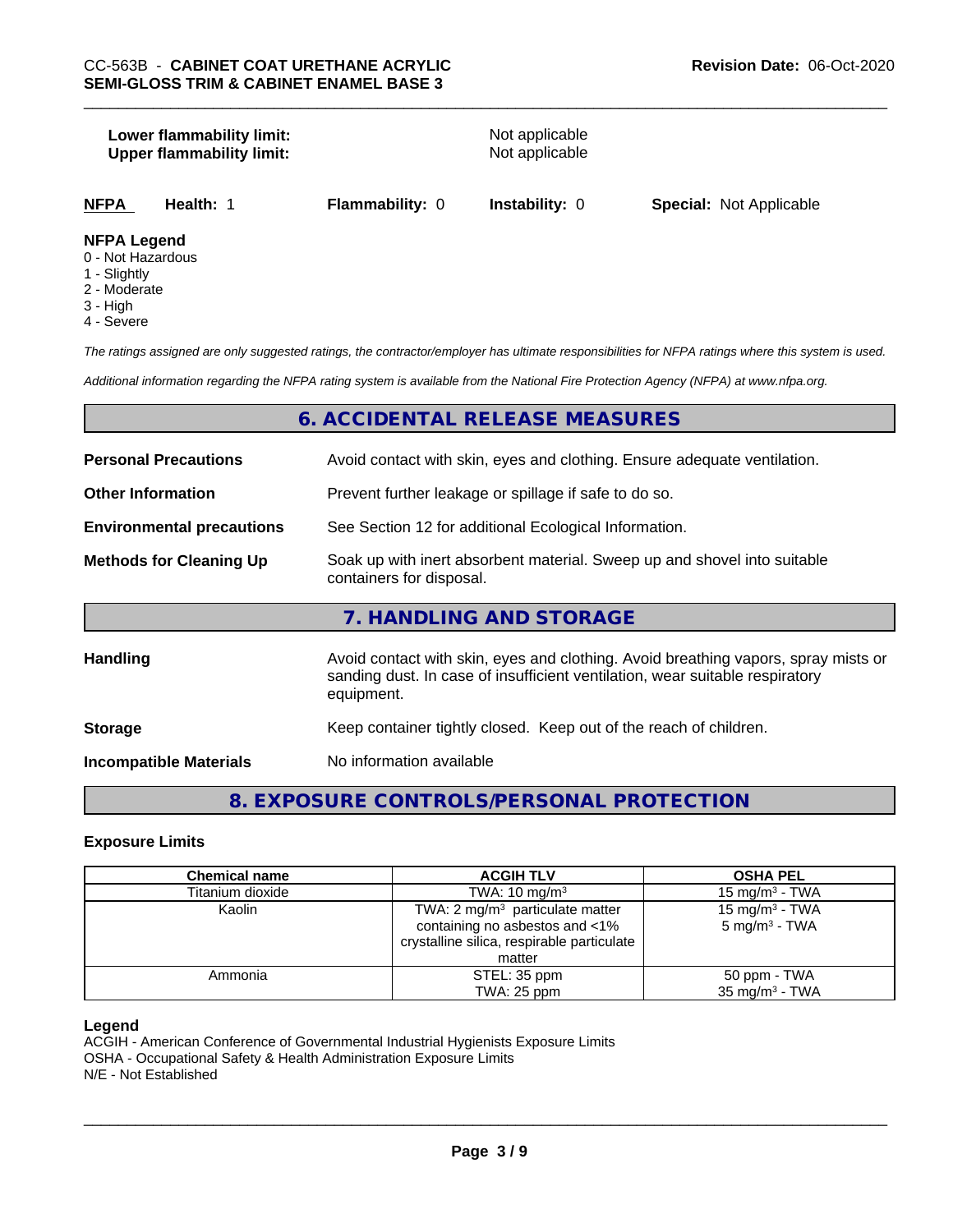**Lower flammability limit:** Not applicable
**Upper flammability limit:** Not applicable

**NFPA** **Health:** 1 **Flammability:** 0 **Instability:** 0 **Special:** Not Applicable

**NFPA Legend**
0 - Not Hazardous
1 - Slightly
2 - Moderate
3 - High
4 - Severe

*The ratings assigned are only suggested ratings, the contractor/employer has ultimate responsibilities for NFPA ratings where this system is used.*

*Additional information regarding the NFPA rating system is available from the National Fire Protection Agency (NFPA) at www.nfpa.org.*

## 6. ACCIDENTAL RELEASE MEASURES

**Personal Precautions** Avoid contact with skin, eyes and clothing. Ensure adequate ventilation.

**Other Information** Prevent further leakage or spillage if safe to do so.

**Environmental precautions** See Section 12 for additional Ecological Information.

**Methods for Cleaning Up** Soak up with inert absorbent material. Sweep up and shovel into suitable containers for disposal.

## 7. HANDLING AND STORAGE

**Handling** Avoid contact with skin, eyes and clothing. Avoid breathing vapors, spray mists or sanding dust. In case of insufficient ventilation, wear suitable respiratory equipment.

**Storage** Keep container tightly closed. Keep out of the reach of children.

**Incompatible Materials** No information available

## 8. EXPOSURE CONTROLS/PERSONAL PROTECTION

### Exposure Limits

| Chemical name | ACGIH TLV | OSHA PEL |
|---|---|---|
| Titanium dioxide | TWA: 10 mg/m$^3$ | 15 mg/m$^3$ - TWA |
| Kaolin | TWA: 2 mg/m$^3$ particulate matter containing no asbestos and <1% crystalline silica, respirable particulate matter | 15 mg/m$^3$ - TWA<br>5 mg/m$^3$ - TWA |
| Ammonia | STEL: 35 ppm<br>TWA: 25 ppm | 50 ppm - TWA<br>35 mg/m$^3$ - TWA |

**Legend**
ACGIH - American Conference of Governmental Industrial Hygienists Exposure Limits
OSHA - Occupational Safety & Health Administration Exposure Limits
N/E - Not Established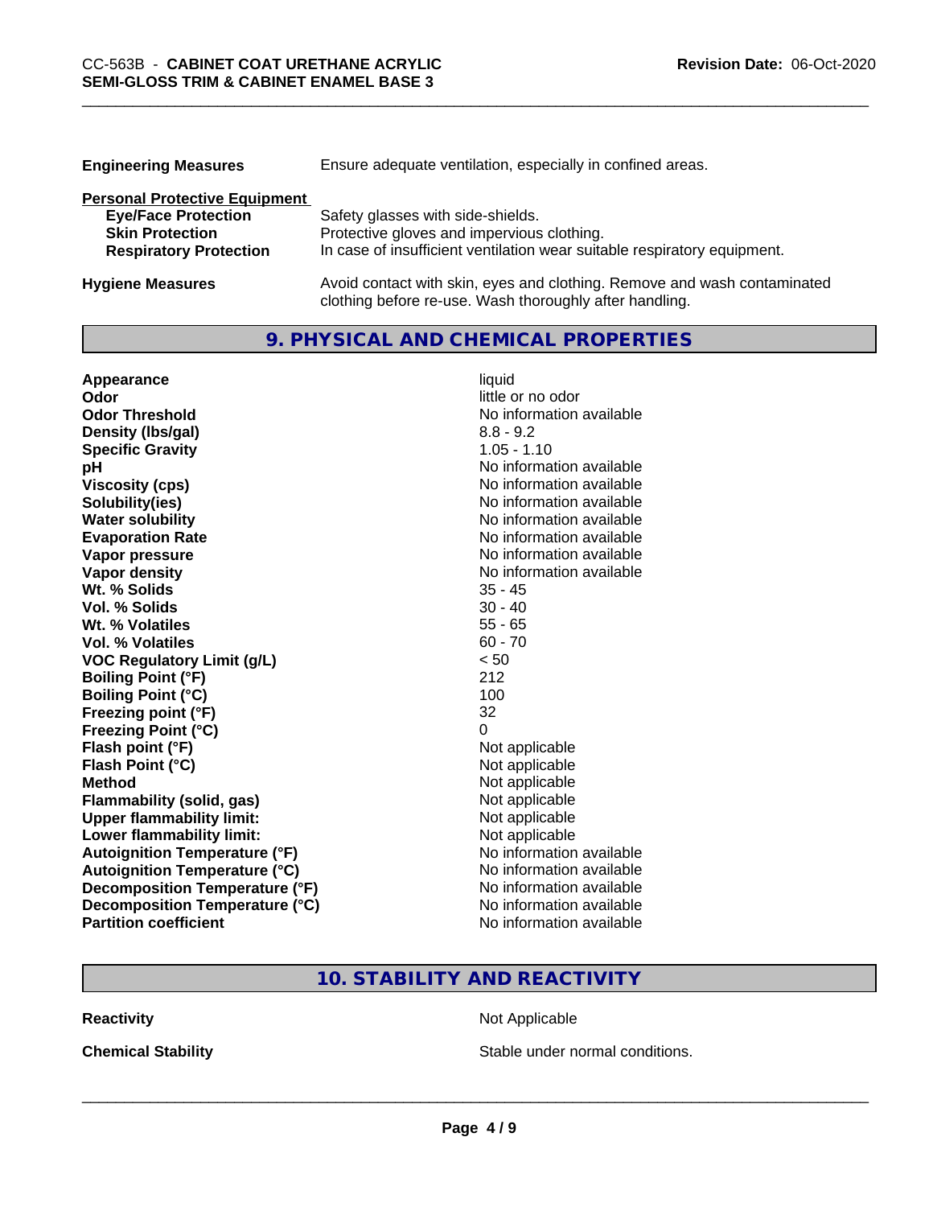| | |
|---|---|
| **Engineering Measures** | Ensure adequate ventilation, especially in confined areas. |

**Personal Protective Equipment**

| | |
|---|---|
| **Eye/Face Protection** | Safety glasses with side-shields. |
| **Skin Protection** | Protective gloves and impervious clothing. |
| **Respiratory Protection** | In case of insufficient ventilation wear suitable respiratory equipment. |

| | |
|---|---|
| **Hygiene Measures** | Avoid contact with skin, eyes and clothing. Remove and wash contaminated clothing before re-use. Wash thoroughly after handling. |

## 9. PHYSICAL AND CHEMICAL PROPERTIES

| | |
|---|---|
| **Appearance** | liquid |
| **Odor** | little or no odor |
| **Odor Threshold** | No information available |
| **Density (lbs/gal)** | 8.8 - 9.2 |
| **Specific Gravity** | 1.05 - 1.10 |
| **pH** | No information available |
| **Viscosity (cps)** | No information available |
| **Solubility(ies)** | No information available |
| **Water solubility** | No information available |
| **Evaporation Rate** | No information available |
| **Vapor pressure** | No information available |
| **Vapor density** | No information available |
| **Wt. % Solids** | 35 - 45 |
| **Vol. % Solids** | 30 - 40 |
| **Wt. % Volatiles** | 55 - 65 |
| **Vol. % Volatiles** | 60 - 70 |
| **VOC Regulatory Limit (g/L)** | < 50 |
| **Boiling Point (°F)** | 212 |
| **Boiling Point (°C)** | 100 |
| **Freezing point (°F)** | 32 |
| **Freezing Point (°C)** | 0 |
| **Flash point (°F)** | Not applicable |
| **Flash Point (°C)** | Not applicable |
| **Method** | Not applicable |
| **Flammability (solid, gas)** | Not applicable |
| **Upper flammability limit:** | Not applicable |
| **Lower flammability limit:** | Not applicable |
| **Autoignition Temperature (°F)** | No information available |
| **Autoignition Temperature (°C)** | No information available |
| **Decomposition Temperature (°F)** | No information available |
| **Decomposition Temperature (°C)** | No information available |
| **Partition coefficient** | No information available |

## 10. STABILITY AND REACTIVITY

| | |
|---|---|
| **Reactivity** | Not Applicable |
| **Chemical Stability** | Stable under normal conditions. |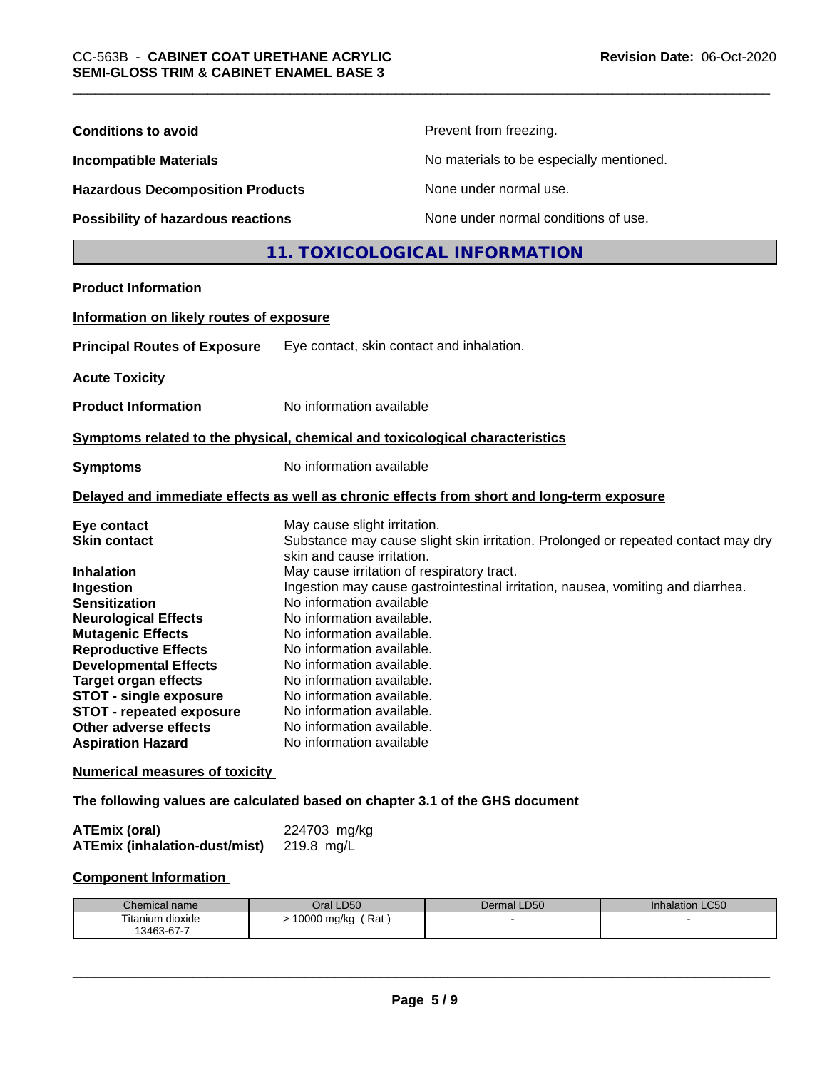| | |
|---|---|
| **Conditions to avoid** | Prevent from freezing. |
| **Incompatible Materials** | No materials to be especially mentioned. |
| **Hazardous Decomposition Products** | None under normal use. |
| **Possibility of hazardous reactions** | None under normal conditions of use. |

## 11. TOXICOLOGICAL INFORMATION

**Product Information**

**Information on likely routes of exposure**

**Principal Routes of Exposure** Eye contact, skin contact and inhalation.

**Acute Toxicity**

**Product Information** No information available

**Symptoms related to the physical, chemical and toxicological characteristics**

**Symptoms** No information available

**Delayed and immediate effects as well as chronic effects from short and long-term exposure**

| | |
|---|---|
| **Eye contact** | May cause slight irritation. |
| **Skin contact** | Substance may cause slight skin irritation. Prolonged or repeated contact may dry skin and cause irritation. |
| **Inhalation** | May cause irritation of respiratory tract. |
| **Ingestion** | Ingestion may cause gastrointestinal irritation, nausea, vomiting and diarrhea. |
| **Sensitization** | No information available |
| **Neurological Effects** | No information available. |
| **Mutagenic Effects** | No information available. |
| **Reproductive Effects** | No information available. |
| **Developmental Effects** | No information available. |
| **Target organ effects** | No information available. |
| **STOT - single exposure** | No information available. |
| **STOT - repeated exposure** | No information available. |
| **Other adverse effects** | No information available. |
| **Aspiration Hazard** | No information available |

**Numerical measures of toxicity**

**The following values are calculated based on chapter 3.1 of the GHS document**

| | |
|---|---|
| **ATEmix (oral)** | 224703 mg/kg |
| **ATEmix (inhalation-dust/mist)** | 219.8 mg/L |

**Component Information**

| Chemical name | Oral LD50 | Dermal LD50 | Inhalation LC50 |
|---|---|---|---|
| Titanium dioxide<br>13463-67-7 | > 10000 mg/kg ( Rat ) | - | - |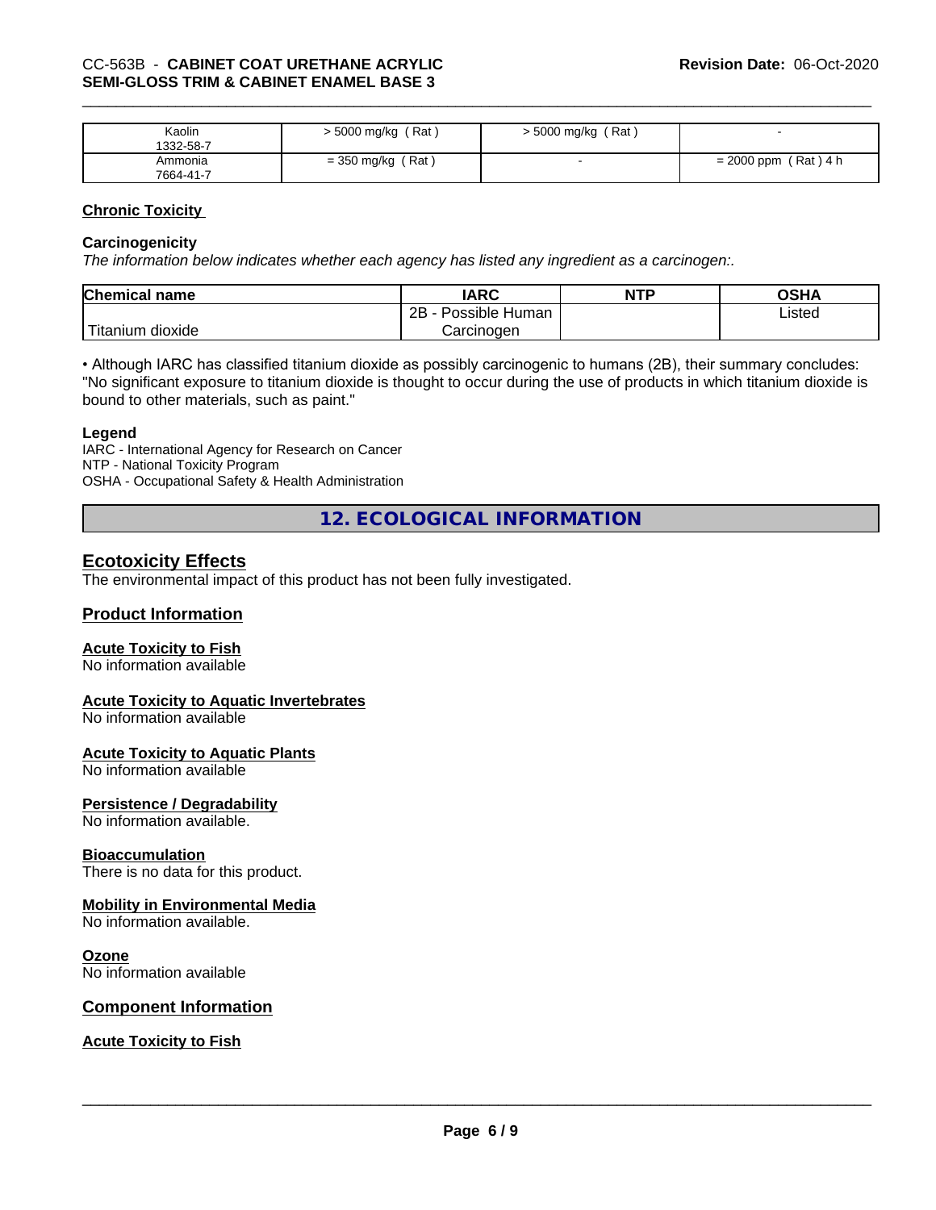| Kaolin 1332-58-7 | > 5000 mg/kg ( Rat ) | > 5000 mg/kg ( Rat ) | - |
| --- | --- | --- | --- |
| Ammonia 7664-41-7 | = 350 mg/kg ( Rat ) | - | = 2000 ppm ( Rat ) 4 h |

### Chronic Toxicity

**Carcinogenicity**

*The information below indicates whether each agency has listed any ingredient as a carcinogen:.*

| Chemical name | IARC | NTP | OSHA |
| --- | --- | --- | --- |
| Titanium dioxide | 2B - Possible Human Carcinogen | | Listed |

• Although IARC has classified titanium dioxide as possibly carcinogenic to humans (2B), their summary concludes: "No significant exposure to titanium dioxide is thought to occur during the use of products in which titanium dioxide is bound to other materials, such as paint."

**Legend**

IARC - International Agency for Research on Cancer
NTP - National Toxicity Program
OSHA - Occupational Safety & Health Administration

## 12. ECOLOGICAL INFORMATION

### Ecotoxicity Effects

The environmental impact of this product has not been fully investigated.

### Product Information

**Acute Toxicity to Fish**

No information available

**Acute Toxicity to Aquatic Invertebrates**

No information available

**Acute Toxicity to Aquatic Plants**

No information available

**Persistence / Degradability**

No information available.

**Bioaccumulation**

There is no data for this product.

**Mobility in Environmental Media**

No information available.

**Ozone**

No information available

### Component Information

**Acute Toxicity to Fish**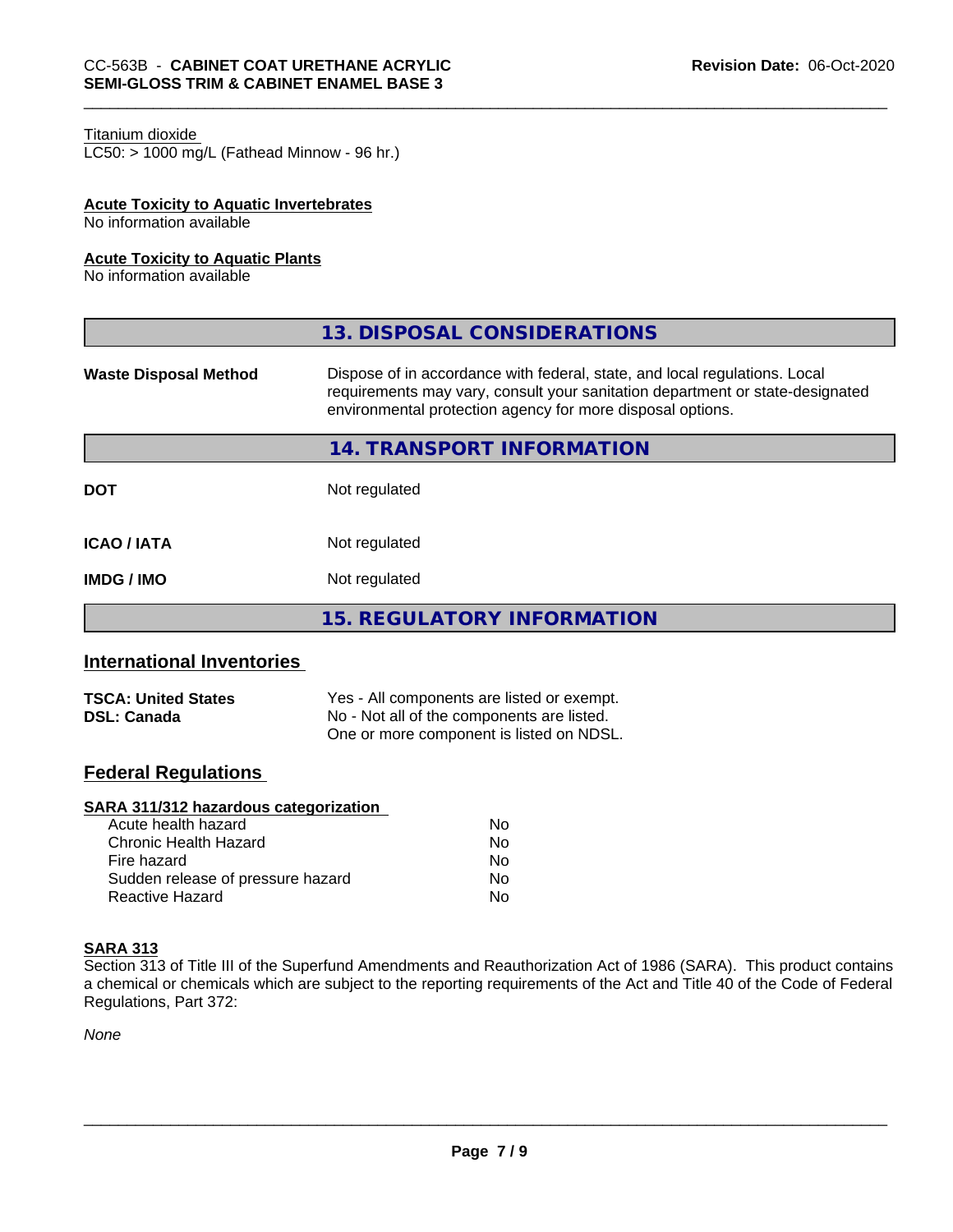Titanium dioxide
LC50: > 1000 mg/L (Fathead Minnow - 96 hr.)

**Acute Toxicity to Aquatic Invertebrates**
No information available

**Acute Toxicity to Aquatic Plants**
No information available

## 13. DISPOSAL CONSIDERATIONS

| | |
|---|---|
| **Waste Disposal Method** | Dispose of in accordance with federal, state, and local regulations. Local requirements may vary, consult your sanitation department or state-designated environmental protection agency for more disposal options. |

## 14. TRANSPORT INFORMATION

| | |
|---|---|
| **DOT** | Not regulated |
| **ICAO / IATA** | Not regulated |
| **IMDG / IMO** | Not regulated |

## 15. REGULATORY INFORMATION

### International Inventories

| | |
|---|---|
| **TSCA: United States** | Yes - All components are listed or exempt. |
| **DSL: Canada** | No - Not all of the components are listed. One or more component is listed on NDSL. |

### Federal Regulations

**SARA 311/312 hazardous categorization**

| | |
|---|---|
| Acute health hazard | No |
| Chronic Health Hazard | No |
| Fire hazard | No |
| Sudden release of pressure hazard | No |
| Reactive Hazard | No |

**SARA 313**
Section 313 of Title III of the Superfund Amendments and Reauthorization Act of 1986 (SARA). This product contains a chemical or chemicals which are subject to the reporting requirements of the Act and Title 40 of the Code of Federal Regulations, Part 372:

*None*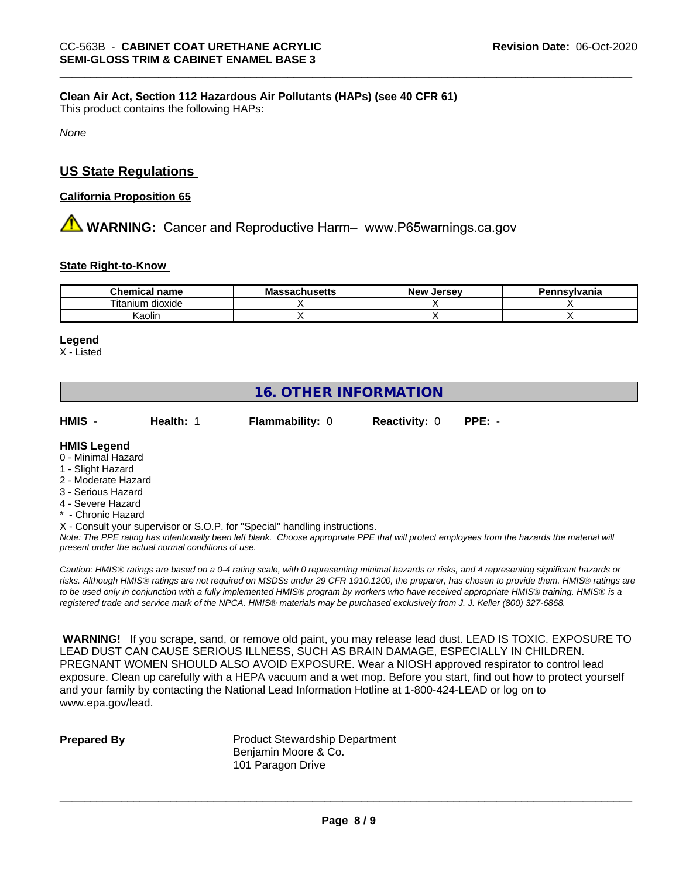**Clean Air Act, Section 112 Hazardous Air Pollutants (HAPs) (see 40 CFR 61)**

This product contains the following HAPs:

*None*

## US State Regulations

**California Proposition 65**

⚠ **WARNING:** Cancer and Reproductive Harm– www.P65warnings.ca.gov

**State Right-to-Know**

| Chemical name | Massachusetts | New Jersey | Pennsylvania |
|---|---|---|---|
| Titanium dioxide | X | X | X |
| Kaolin | X | X | X |

**Legend**

X - Listed

# 16. OTHER INFORMATION

| HMIS - | Health: 1 | Flammability: 0 | Reactivity: 0 | PPE: - |
|---|---|---|---|---|

**HMIS Legend**

0 - Minimal Hazard
1 - Slight Hazard
2 - Moderate Hazard
3 - Serious Hazard
4 - Severe Hazard
* - Chronic Hazard
X - Consult your supervisor or S.O.P. for "Special" handling instructions.

*Note: The PPE rating has intentionally been left blank. Choose appropriate PPE that will protect employees from the hazards the material will present under the actual normal conditions of use.*

*Caution: HMIS® ratings are based on a 0-4 rating scale, with 0 representing minimal hazards or risks, and 4 representing significant hazards or risks. Although HMIS® ratings are not required on MSDSs under 29 CFR 1910.1200, the preparer, has chosen to provide them. HMIS® ratings are to be used only in conjunction with a fully implemented HMIS® program by workers who have received appropriate HMIS® training. HMIS® is a registered trade and service mark of the NPCA. HMIS® materials may be purchased exclusively from J. J. Keller (800) 327-6868.*

**WARNING!** If you scrape, sand, or remove old paint, you may release lead dust. LEAD IS TOXIC. EXPOSURE TO LEAD DUST CAN CAUSE SERIOUS ILLNESS, SUCH AS BRAIN DAMAGE, ESPECIALLY IN CHILDREN. PREGNANT WOMEN SHOULD ALSO AVOID EXPOSURE. Wear a NIOSH approved respirator to control lead exposure. Clean up carefully with a HEPA vacuum and a wet mop. Before you start, find out how to protect yourself and your family by contacting the National Lead Information Hotline at 1-800-424-LEAD or log on to www.epa.gov/lead.

**Prepared By**

Product Stewardship Department
Benjamin Moore & Co.
101 Paragon Drive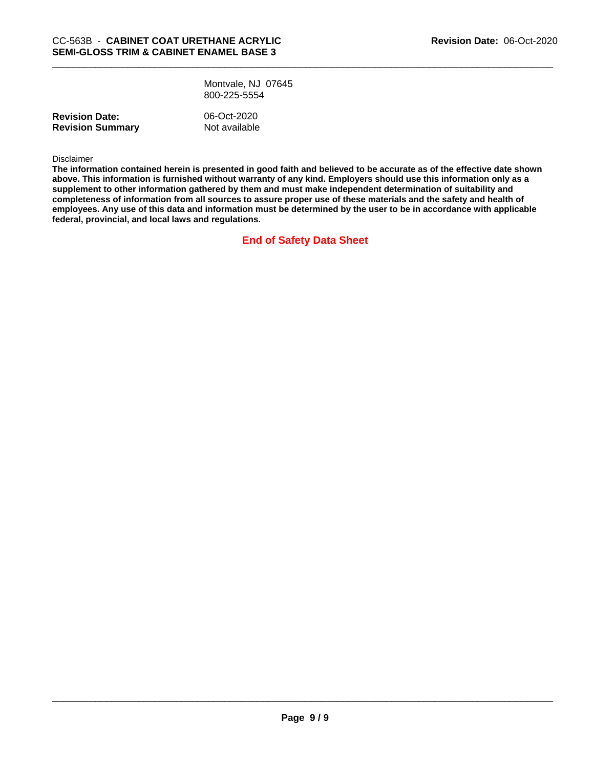Montvale, NJ 07645
800-225-5554

| | |
|---|---|
| **Revision Date:** | 06-Oct-2020 |
| **Revision Summary** | Not available |

Disclaimer

**The information contained herein is presented in good faith and believed to be accurate as of the effective date shown above. This information is furnished without warranty of any kind. Employers should use this information only as a supplement to other information gathered by them and must make independent determination of suitability and completeness of information from all sources to assure proper use of these materials and the safety and health of employees. Any use of this data and information must be determined by the user to be in accordance with applicable federal, provincial, and local laws and regulations.**

**End of Safety Data Sheet**